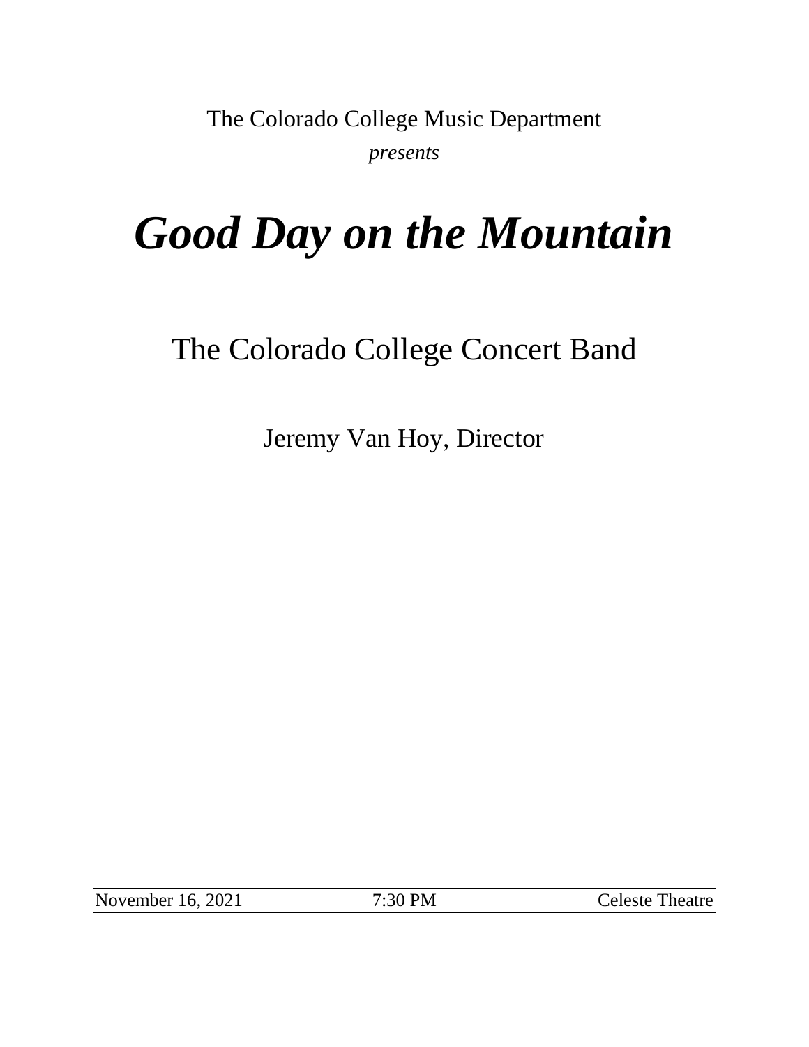The Colorado College Music Department

*presents*

# *Good Day on the Mountain*

## The Colorado College Concert Band

Jeremy Van Hoy, Director

November 16, 2021 | 7:30 PM | Celeste Theatre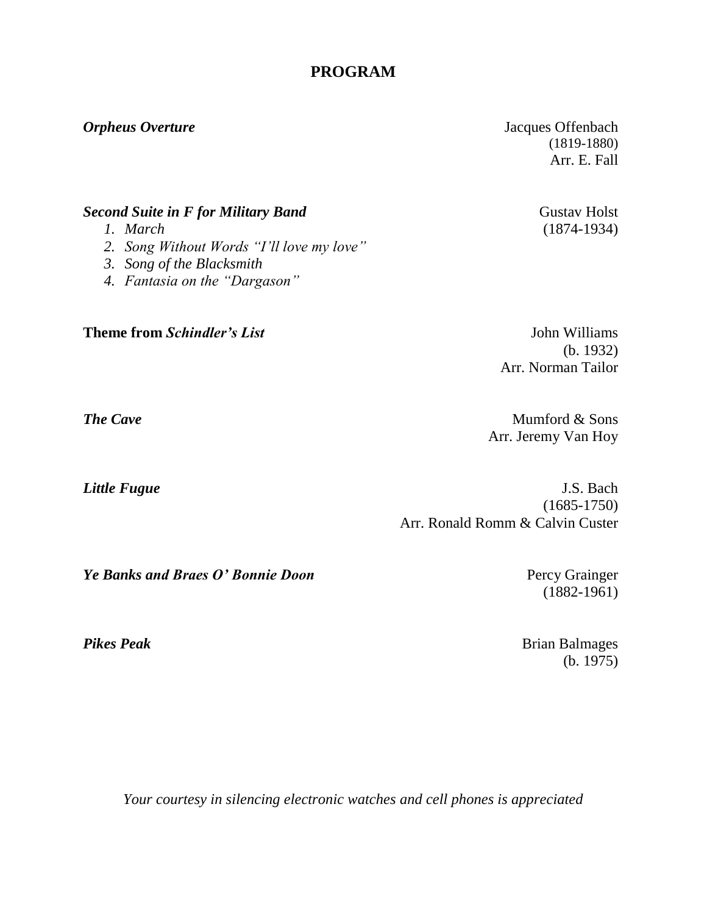# PROGRAM

***Orpheus Overture***
Jacques Offenbach
(1819-1880)
Arr. E. Fall

***Second Suite in F for Military Band***
Gustav Holst
(1874-1934)

1. *March*
2. *Song Without Words "I'll love my love"*
3. *Song of the Blacksmith*
4. *Fantasia on the "Dargason"*

**Theme from *Schindler's List***
John Williams
(b. 1932)
Arr. Norman Tailor

***The Cave***
Mumford & Sons
Arr. Jeremy Van Hoy

***Little Fugue***
J.S. Bach
(1685-1750)
Arr. Ronald Romm & Calvin Custer

***Ye Banks and Braes O' Bonnie Doon***
Percy Grainger
(1882-1961)

***Pikes Peak***
Brian Balmages
(b. 1975)

*Your courtesy in silencing electronic watches and cell phones is appreciated*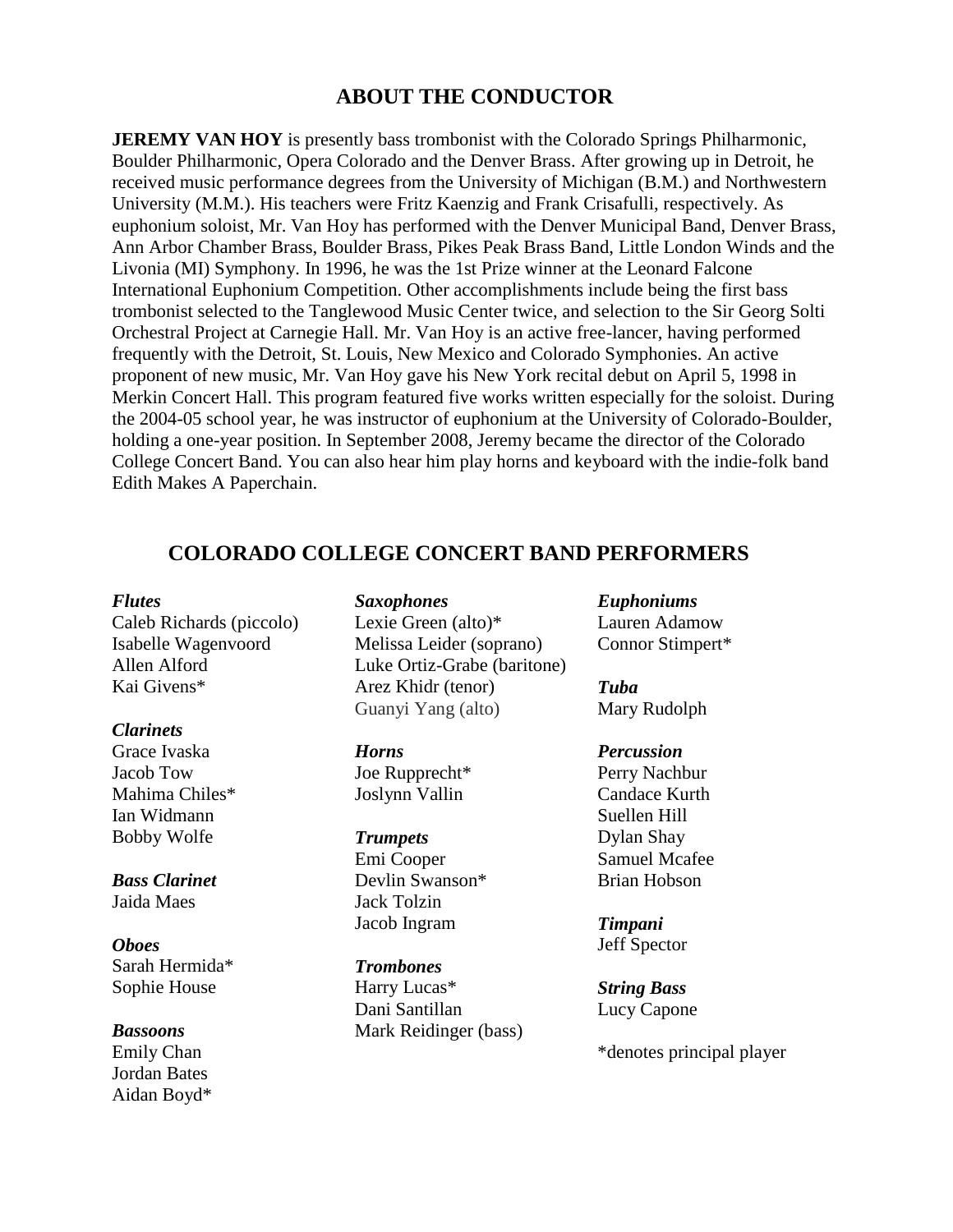## ABOUT THE CONDUCTOR

**JEREMY VAN HOY** is presently bass trombonist with the Colorado Springs Philharmonic, Boulder Philharmonic, Opera Colorado and the Denver Brass. After growing up in Detroit, he received music performance degrees from the University of Michigan (B.M.) and Northwestern University (M.M.). His teachers were Fritz Kaenzig and Frank Crisafulli, respectively. As euphonium soloist, Mr. Van Hoy has performed with the Denver Municipal Band, Denver Brass, Ann Arbor Chamber Brass, Boulder Brass, Pikes Peak Brass Band, Little London Winds and the Livonia (MI) Symphony. In 1996, he was the 1st Prize winner at the Leonard Falcone International Euphonium Competition. Other accomplishments include being the first bass trombonist selected to the Tanglewood Music Center twice, and selection to the Sir Georg Solti Orchestral Project at Carnegie Hall. Mr. Van Hoy is an active free-lancer, having performed frequently with the Detroit, St. Louis, New Mexico and Colorado Symphonies. An active proponent of new music, Mr. Van Hoy gave his New York recital debut on April 5, 1998 in Merkin Concert Hall. This program featured five works written especially for the soloist. During the 2004-05 school year, he was instructor of euphonium at the University of Colorado-Boulder, holding a one-year position. In September 2008, Jeremy became the director of the Colorado College Concert Band. You can also hear him play horns and keyboard with the indie-folk band Edith Makes A Paperchain.

## COLORADO COLLEGE CONCERT BAND PERFORMERS

***Flutes***
Caleb Richards (piccolo)
Isabelle Wagenvoord
Allen Alford
Kai Givens*

***Clarinets***
Grace Ivaska
Jacob Tow
Mahima Chiles*
Ian Widmann
Bobby Wolfe

***Bass Clarinet***
Jaida Maes

***Oboes***
Sarah Hermida*
Sophie House

***Bassoons***
Emily Chan
Jordan Bates
Aidan Boyd*

***Saxophones***
Lexie Green (alto)*
Melissa Leider (soprano)
Luke Ortiz-Grabe (baritone)
Arez Khidr (tenor)
Guanyi Yang (alto)

***Horns***
Joe Rupprecht*
Joslynn Vallin

***Trumpets***
Emi Cooper
Devlin Swanson*
Jack Tolzin
Jacob Ingram

***Trombones***
Harry Lucas*
Dani Santillan
Mark Reidinger (bass)

***Euphoniums***
Lauren Adamow
Connor Stimpert*

***Tuba***
Mary Rudolph

***Percussion***
Perry Nachbur
Candace Kurth
Suellen Hill
Dylan Shay
Samuel Mcafee
Brian Hobson

***Timpani***
Jeff Spector

***String Bass***
Lucy Capone

*denotes principal player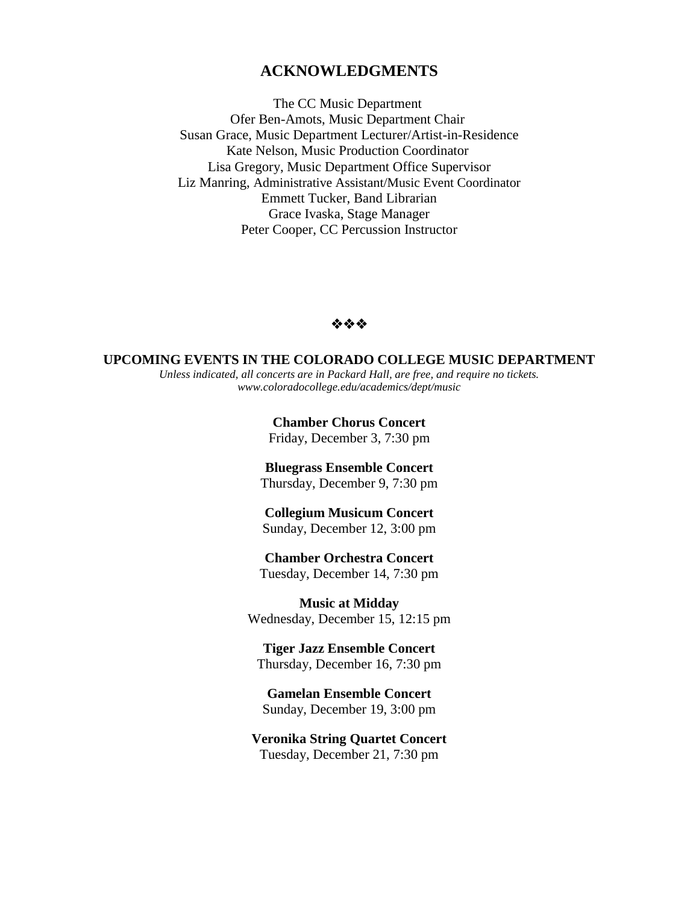## ACKNOWLEDGMENTS

The CC Music Department
Ofer Ben-Amots, Music Department Chair
Susan Grace, Music Department Lecturer/Artist-in-Residence
Kate Nelson, Music Production Coordinator
Lisa Gregory, Music Department Office Supervisor
Liz Manring, Administrative Assistant/Music Event Coordinator
Emmett Tucker, Band Librarian
Grace Ivaska, Stage Manager
Peter Cooper, CC Percussion Instructor

❖❖❖

## UPCOMING EVENTS IN THE COLORADO COLLEGE MUSIC DEPARTMENT

*Unless indicated, all concerts are in Packard Hall, are free, and require no tickets.*
*www.coloradocollege.edu/academics/dept/music*

**Chamber Chorus Concert**
Friday, December 3, 7:30 pm

**Bluegrass Ensemble Concert**
Thursday, December 9, 7:30 pm

**Collegium Musicum Concert**
Sunday, December 12, 3:00 pm

**Chamber Orchestra Concert**
Tuesday, December 14, 7:30 pm

**Music at Midday**
Wednesday, December 15, 12:15 pm

**Tiger Jazz Ensemble Concert**
Thursday, December 16, 7:30 pm

**Gamelan Ensemble Concert**
Sunday, December 19, 3:00 pm

**Veronika String Quartet Concert**
Tuesday, December 21, 7:30 pm